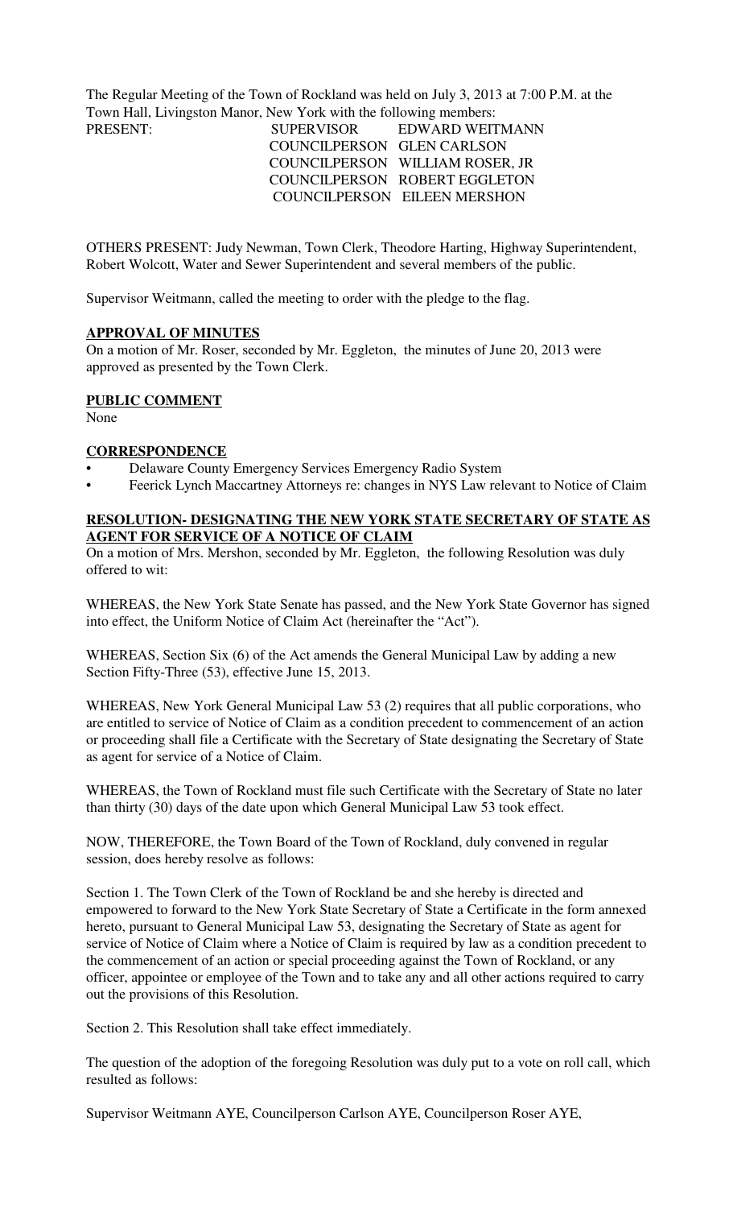The Regular Meeting of the Town of Rockland was held on July 3, 2013 at 7:00 P.M. at the Town Hall, Livingston Manor, New York with the following members:

PRESENT: SUPERVISOR EDWARD WEITMANN
COUNCILPERSON GLEN CARLSON
COUNCILPERSON WILLIAM ROSER, JR
COUNCILPERSON ROBERT EGGLETON
COUNCILPERSON EILEEN MERSHON

OTHERS PRESENT: Judy Newman, Town Clerk, Theodore Harting, Highway Superintendent, Robert Wolcott, Water and Sewer Superintendent and several members of the public.

Supervisor Weitmann, called the meeting to order with the pledge to the flag.

**APPROVAL OF MINUTES**

On a motion of Mr. Roser, seconded by Mr. Eggleton, the minutes of June 20, 2013 were approved as presented by the Town Clerk.

**PUBLIC COMMENT**

None

**CORRESPONDENCE**

- Delaware County Emergency Services Emergency Radio System
- Feerick Lynch Maccartney Attorneys re: changes in NYS Law relevant to Notice of Claim

**RESOLUTION- DESIGNATING THE NEW YORK STATE SECRETARY OF STATE AS AGENT FOR SERVICE OF A NOTICE OF CLAIM**

On a motion of Mrs. Mershon, seconded by Mr. Eggleton, the following Resolution was duly offered to wit:

WHEREAS, the New York State Senate has passed, and the New York State Governor has signed into effect, the Uniform Notice of Claim Act (hereinafter the "Act").

WHEREAS, Section Six (6) of the Act amends the General Municipal Law by adding a new Section Fifty-Three (53), effective June 15, 2013.

WHEREAS, New York General Municipal Law 53 (2) requires that all public corporations, who are entitled to service of Notice of Claim as a condition precedent to commencement of an action or proceeding shall file a Certificate with the Secretary of State designating the Secretary of State as agent for service of a Notice of Claim.

WHEREAS, the Town of Rockland must file such Certificate with the Secretary of State no later than thirty (30) days of the date upon which General Municipal Law 53 took effect.

NOW, THEREFORE, the Town Board of the Town of Rockland, duly convened in regular session, does hereby resolve as follows:

Section 1. The Town Clerk of the Town of Rockland be and she hereby is directed and empowered to forward to the New York State Secretary of State a Certificate in the form annexed hereto, pursuant to General Municipal Law 53, designating the Secretary of State as agent for service of Notice of Claim where a Notice of Claim is required by law as a condition precedent to the commencement of an action or special proceeding against the Town of Rockland, or any officer, appointee or employee of the Town and to take any and all other actions required to carry out the provisions of this Resolution.

Section 2. This Resolution shall take effect immediately.

The question of the adoption of the foregoing Resolution was duly put to a vote on roll call, which resulted as follows:

Supervisor Weitmann AYE, Councilperson Carlson AYE, Councilperson Roser AYE,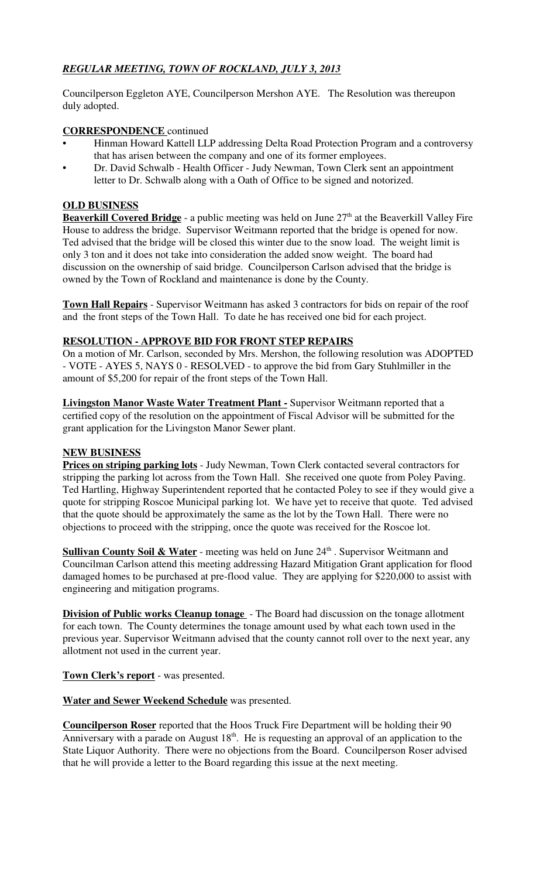## *REGULAR MEETING, TOWN OF ROCKLAND, JULY 3, 2013*

Councilperson Eggleton AYE, Councilperson Mershon AYE. The Resolution was thereupon duly adopted.

**CORRESPONDENCE** continued

- Hinman Howard Kattell LLP addressing Delta Road Protection Program and a controversy that has arisen between the company and one of its former employees.
- Dr. David Schwalb - Health Officer - Judy Newman, Town Clerk sent an appointment letter to Dr. Schwalb along with a Oath of Office to be signed and notorized.

**OLD BUSINESS**

**Beaverkill Covered Bridge** - a public meeting was held on June 27th at the Beaverkill Valley Fire House to address the bridge. Supervisor Weitmann reported that the bridge is opened for now. Ted advised that the bridge will be closed this winter due to the snow load. The weight limit is only 3 ton and it does not take into consideration the added snow weight. The board had discussion on the ownership of said bridge. Councilperson Carlson advised that the bridge is owned by the Town of Rockland and maintenance is done by the County.

**Town Hall Repairs** - Supervisor Weitmann has asked 3 contractors for bids on repair of the roof and the front steps of the Town Hall. To date he has received one bid for each project.

**RESOLUTION - APPROVE BID FOR FRONT STEP REPAIRS**

On a motion of Mr. Carlson, seconded by Mrs. Mershon, the following resolution was ADOPTED - VOTE - AYES 5, NAYS 0 - RESOLVED - to approve the bid from Gary Stuhlmiller in the amount of $5,200 for repair of the front steps of the Town Hall.

**Livingston Manor Waste Water Treatment Plant -** Supervisor Weitmann reported that a certified copy of the resolution on the appointment of Fiscal Advisor will be submitted for the grant application for the Livingston Manor Sewer plant.

**NEW BUSINESS**

**Prices on striping parking lots** - Judy Newman, Town Clerk contacted several contractors for stripping the parking lot across from the Town Hall. She received one quote from Poley Paving. Ted Hartling, Highway Superintendent reported that he contacted Poley to see if they would give a quote for stripping Roscoe Municipal parking lot. We have yet to receive that quote. Ted advised that the quote should be approximately the same as the lot by the Town Hall. There were no objections to proceed with the stripping, once the quote was received for the Roscoe lot.

**Sullivan County Soil & Water** - meeting was held on June 24th . Supervisor Weitmann and Councilman Carlson attend this meeting addressing Hazard Mitigation Grant application for flood damaged homes to be purchased at pre-flood value. They are applying for $220,000 to assist with engineering and mitigation programs.

**Division of Public works Cleanup tonage** - The Board had discussion on the tonage allotment for each town. The County determines the tonage amount used by what each town used in the previous year. Supervisor Weitmann advised that the county cannot roll over to the next year, any allotment not used in the current year.

**Town Clerk's report** - was presented.

**Water and Sewer Weekend Schedule** was presented.

**Councilperson Roser** reported that the Hoos Truck Fire Department will be holding their 90 Anniversary with a parade on August 18th. He is requesting an approval of an application to the State Liquor Authority. There were no objections from the Board. Councilperson Roser advised that he will provide a letter to the Board regarding this issue at the next meeting.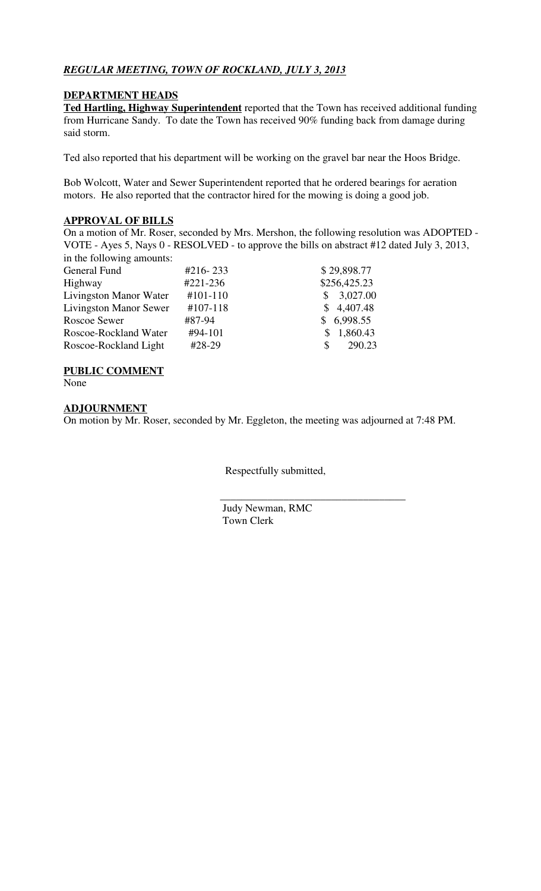***REGULAR MEETING, TOWN OF ROCKLAND, JULY 3, 2013***

**DEPARTMENT HEADS**

**Ted Hartling, Highway Superintendent** reported that the Town has received additional funding from Hurricane Sandy. To date the Town has received 90% funding back from damage during said storm.

Ted also reported that his department will be working on the gravel bar near the Hoos Bridge.

Bob Wolcott, Water and Sewer Superintendent reported that he ordered bearings for aeration motors. He also reported that the contractor hired for the mowing is doing a good job.

**APPROVAL OF BILLS**

On a motion of Mr. Roser, seconded by Mrs. Mershon, the following resolution was ADOPTED - VOTE - Ayes 5, Nays 0 - RESOLVED - to approve the bills on abstract #12 dated July 3, 2013, in the following amounts:

| | | |
|---|---|---|
| General Fund | #216- 233 | $ 29,898.77 |
| Highway | #221-236 | $256,425.23 |
| Livingston Manor Water | #101-110 | $ 3,027.00 |
| Livingston Manor Sewer | #107-118 | $ 4,407.48 |
| Roscoe Sewer | #87-94 | $ 6,998.55 |
| Roscoe-Rockland Water | #94-101 | $ 1,860.43 |
| Roscoe-Rockland Light | #28-29 | $ 290.23 |

**PUBLIC COMMENT**

None

**ADJOURNMENT**

On motion by Mr. Roser, seconded by Mr. Eggleton, the meeting was adjourned at 7:48 PM.

Respectfully submitted,

\_\_\_\_\_\_\_\_\_\_\_\_\_\_\_\_\_\_\_\_\_\_\_\_\_\_\_\_\_\_\_\_\_\_\_\_

Judy Newman, RMC
Town Clerk